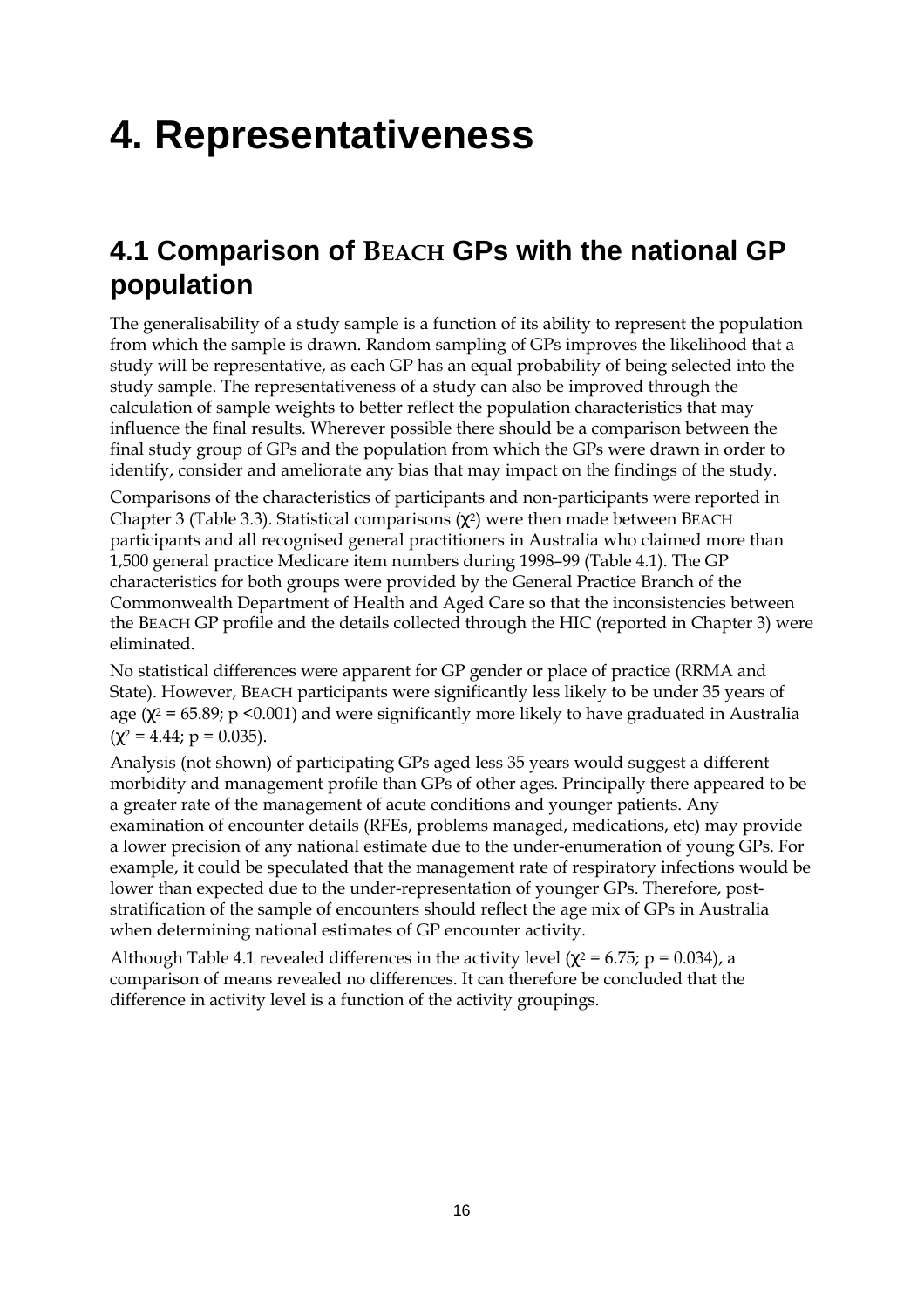# 4. Representativeness

## 4.1 Comparison of BEACH GPs with the national GP population

The generalisability of a study sample is a function of its ability to represent the population from which the sample is drawn. Random sampling of GPs improves the likelihood that a study will be representative, as each GP has an equal probability of being selected into the study sample. The representativeness of a study can also be improved through the calculation of sample weights to better reflect the population characteristics that may influence the final results. Wherever possible there should be a comparison between the final study group of GPs and the population from which the GPs were drawn in order to identify, consider and ameliorate any bias that may impact on the findings of the study.

Comparisons of the characteristics of participants and non-participants were reported in Chapter 3 (Table 3.3). Statistical comparisons ($\chi^2$) were then made between BEACH participants and all recognised general practitioners in Australia who claimed more than 1,500 general practice Medicare item numbers during 1998–99 (Table 4.1). The GP characteristics for both groups were provided by the General Practice Branch of the Commonwealth Department of Health and Aged Care so that the inconsistencies between the BEACH GP profile and the details collected through the HIC (reported in Chapter 3) were eliminated.

No statistical differences were apparent for GP gender or place of practice (RRMA and State). However, BEACH participants were significantly less likely to be under 35 years of age ($\chi^2$ = 65.89; $p$ <0.001) and were significantly more likely to have graduated in Australia ($\chi^2$ = 4.44; $p$ = 0.035).

Analysis (not shown) of participating GPs aged less 35 years would suggest a different morbidity and management profile than GPs of other ages. Principally there appeared to be a greater rate of the management of acute conditions and younger patients. Any examination of encounter details (RFEs, problems managed, medications, etc) may provide a lower precision of any national estimate due to the under-enumeration of young GPs. For example, it could be speculated that the management rate of respiratory infections would be lower than expected due to the under-representation of younger GPs. Therefore, post-stratification of the sample of encounters should reflect the age mix of GPs in Australia when determining national estimates of GP encounter activity.

Although Table 4.1 revealed differences in the activity level ($\chi^2$ = 6.75; $p$ = 0.034), a comparison of means revealed no differences. It can therefore be concluded that the difference in activity level is a function of the activity groupings.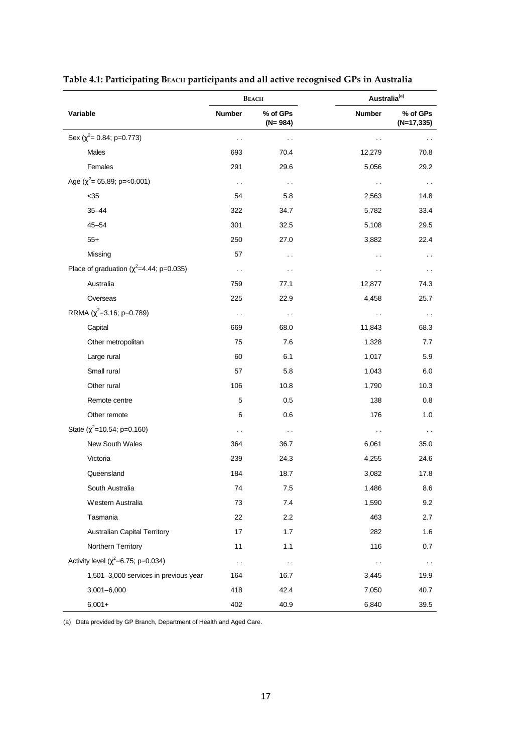**Table 4.1: Participating BEACH participants and all active recognised GPs in Australia**

| | BEACH | | Australia[(a)] | |
|---|---|---|---|---|
| Variable | Number | % of GPs (N= 984) | Number | % of GPs (N=17,335) |
| Sex ($\chi^2$= 0.84; p=0.773) | . . | . . | . . | . . |
| Males | 693 | 70.4 | 12,279 | 70.8 |
| Females | 291 | 29.6 | 5,056 | 29.2 |
| Age ($\chi^2$= 65.89; p=<0.001) | . . | . . | . . | . . |
| <35 | 54 | 5.8 | 2,563 | 14.8 |
| 35–44 | 322 | 34.7 | 5,782 | 33.4 |
| 45–54 | 301 | 32.5 | 5,108 | 29.5 |
| 55+ | 250 | 27.0 | 3,882 | 22.4 |
| Missing | 57 | . . | . . | . . |
| Place of graduation ($\chi^2$=4.44; p=0.035) | . . | . . | . . | . . |
| Australia | 759 | 77.1 | 12,877 | 74.3 |
| Overseas | 225 | 22.9 | 4,458 | 25.7 |
| RRMA ($\chi^2$=3.16; p=0.789) | . . | . . | . . | . . |
| Capital | 669 | 68.0 | 11,843 | 68.3 |
| Other metropolitan | 75 | 7.6 | 1,328 | 7.7 |
| Large rural | 60 | 6.1 | 1,017 | 5.9 |
| Small rural | 57 | 5.8 | 1,043 | 6.0 |
| Other rural | 106 | 10.8 | 1,790 | 10.3 |
| Remote centre | 5 | 0.5 | 138 | 0.8 |
| Other remote | 6 | 0.6 | 176 | 1.0 |
| State ($\chi^2$=10.54; p=0.160) | . . | . . | . . | . . |
| New South Wales | 364 | 36.7 | 6,061 | 35.0 |
| Victoria | 239 | 24.3 | 4,255 | 24.6 |
| Queensland | 184 | 18.7 | 3,082 | 17.8 |
| South Australia | 74 | 7.5 | 1,486 | 8.6 |
| Western Australia | 73 | 7.4 | 1,590 | 9.2 |
| Tasmania | 22 | 2.2 | 463 | 2.7 |
| Australian Capital Territory | 17 | 1.7 | 282 | 1.6 |
| Northern Territory | 11 | 1.1 | 116 | 0.7 |
| Activity level ($\chi^2$=6.75; p=0.034) | . . | . . | . . | . . |
| 1,501–3,000 services in previous year | 164 | 16.7 | 3,445 | 19.9 |
| 3,001–6,000 | 418 | 42.4 | 7,050 | 40.7 |
| 6,001+ | 402 | 40.9 | 6,840 | 39.5 |

(a) Data provided by GP Branch, Department of Health and Aged Care.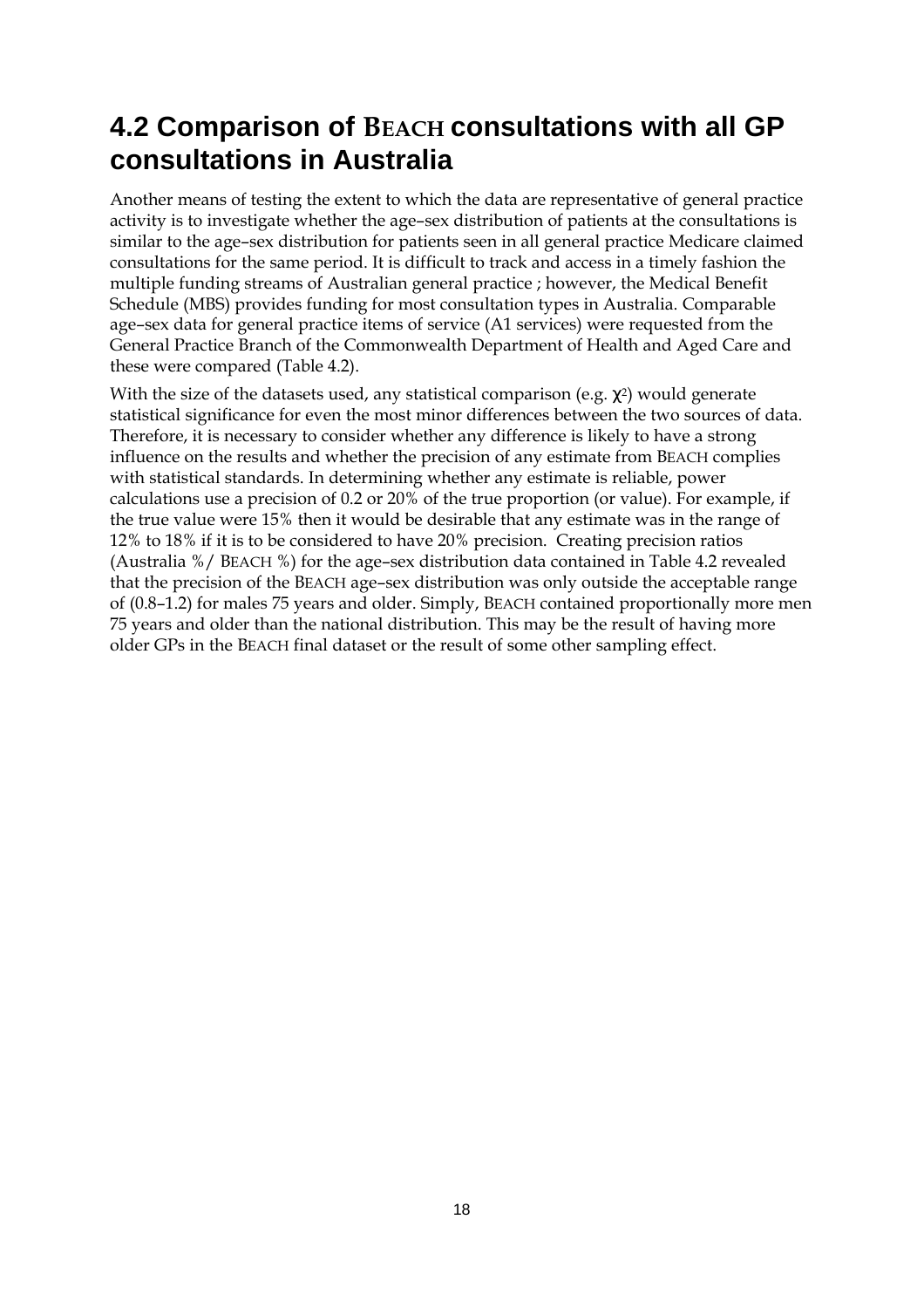## 4.2 Comparison of BEACH consultations with all GP consultations in Australia

Another means of testing the extent to which the data are representative of general practice activity is to investigate whether the age–sex distribution of patients at the consultations is similar to the age–sex distribution for patients seen in all general practice Medicare claimed consultations for the same period. It is difficult to track and access in a timely fashion the multiple funding streams of Australian general practice ; however, the Medical Benefit Schedule (MBS) provides funding for most consultation types in Australia. Comparable age–sex data for general practice items of service (A1 services) were requested from the General Practice Branch of the Commonwealth Department of Health and Aged Care and these were compared (Table 4.2).

With the size of the datasets used, any statistical comparison (e.g. $\chi^2$) would generate statistical significance for even the most minor differences between the two sources of data. Therefore, it is necessary to consider whether any difference is likely to have a strong influence on the results and whether the precision of any estimate from BEACH complies with statistical standards. In determining whether any estimate is reliable, power calculations use a precision of 0.2 or 20% of the true proportion (or value). For example, if the true value were 15% then it would be desirable that any estimate was in the range of 12% to 18% if it is to be considered to have 20% precision. Creating precision ratios (Australia %/ BEACH %) for the age–sex distribution data contained in Table 4.2 revealed that the precision of the BEACH age–sex distribution was only outside the acceptable range of (0.8–1.2) for males 75 years and older. Simply, BEACH contained proportionally more men 75 years and older than the national distribution. This may be the result of having more older GPs in the BEACH final dataset or the result of some other sampling effect.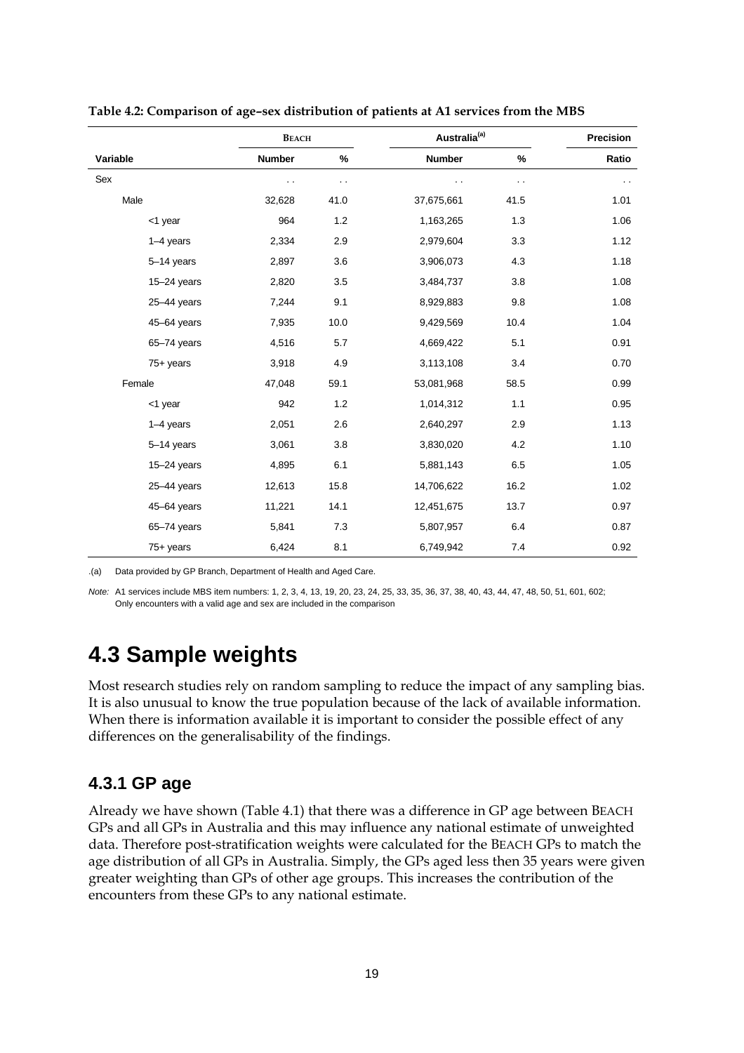**Table 4.2: Comparison of age–sex distribution of patients at A1 services from the MBS**

| | BEACH | | Australia[(a)] | | Precision |
|---|---|---|---|---|---|
| Variable | Number | % | Number | % | Ratio |
| Sex | . . | . . | . . | . . | . . |
| Male | 32,628 | 41.0 | 37,675,661 | 41.5 | 1.01 |
| <1 year | 964 | 1.2 | 1,163,265 | 1.3 | 1.06 |
| 1–4 years | 2,334 | 2.9 | 2,979,604 | 3.3 | 1.12 |
| 5–14 years | 2,897 | 3.6 | 3,906,073 | 4.3 | 1.18 |
| 15–24 years | 2,820 | 3.5 | 3,484,737 | 3.8 | 1.08 |
| 25–44 years | 7,244 | 9.1 | 8,929,883 | 9.8 | 1.08 |
| 45–64 years | 7,935 | 10.0 | 9,429,569 | 10.4 | 1.04 |
| 65–74 years | 4,516 | 5.7 | 4,669,422 | 5.1 | 0.91 |
| 75+ years | 3,918 | 4.9 | 3,113,108 | 3.4 | 0.70 |
| Female | 47,048 | 59.1 | 53,081,968 | 58.5 | 0.99 |
| <1 year | 942 | 1.2 | 1,014,312 | 1.1 | 0.95 |
| 1–4 years | 2,051 | 2.6 | 2,640,297 | 2.9 | 1.13 |
| 5–14 years | 3,061 | 3.8 | 3,830,020 | 4.2 | 1.10 |
| 15–24 years | 4,895 | 6.1 | 5,881,143 | 6.5 | 1.05 |
| 25–44 years | 12,613 | 15.8 | 14,706,622 | 16.2 | 1.02 |
| 45–64 years | 11,221 | 14.1 | 12,451,675 | 13.7 | 0.97 |
| 65–74 years | 5,841 | 7.3 | 5,807,957 | 6.4 | 0.87 |
| 75+ years | 6,424 | 8.1 | 6,749,942 | 7.4 | 0.92 |

.(a) Data provided by GP Branch, Department of Health and Aged Care.

*Note:* A1 services include MBS item numbers: 1, 2, 3, 4, 13, 19, 20, 23, 24, 25, 33, 35, 36, 37, 38, 40, 43, 44, 47, 48, 50, 51, 601, 602; Only encounters with a valid age and sex are included in the comparison

# 4.3 Sample weights

Most research studies rely on random sampling to reduce the impact of any sampling bias. It is also unusual to know the true population because of the lack of available information. When there is information available it is important to consider the possible effect of any differences on the generalisability of the findings.

## 4.3.1 GP age

Already we have shown (Table 4.1) that there was a difference in GP age between BEACH GPs and all GPs in Australia and this may influence any national estimate of unweighted data. Therefore post-stratification weights were calculated for the BEACH GPs to match the age distribution of all GPs in Australia. Simply, the GPs aged less then 35 years were given greater weighting than GPs of other age groups. This increases the contribution of the encounters from these GPs to any national estimate.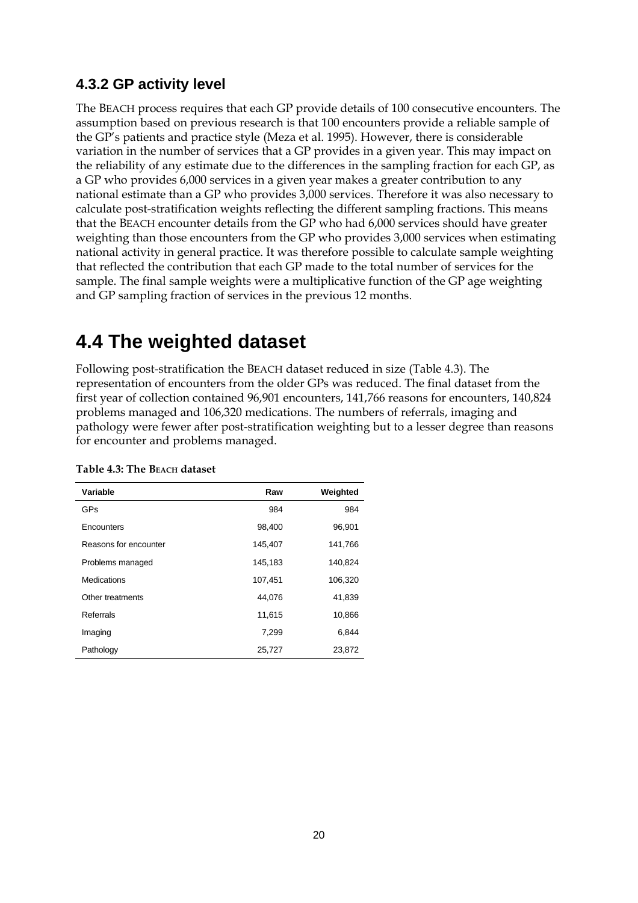### 4.3.2 GP activity level

The BEACH process requires that each GP provide details of 100 consecutive encounters. The assumption based on previous research is that 100 encounters provide a reliable sample of the GP's patients and practice style (Meza et al. 1995). However, there is considerable variation in the number of services that a GP provides in a given year. This may impact on the reliability of any estimate due to the differences in the sampling fraction for each GP, as a GP who provides 6,000 services in a given year makes a greater contribution to any national estimate than a GP who provides 3,000 services. Therefore it was also necessary to calculate post-stratification weights reflecting the different sampling fractions. This means that the BEACH encounter details from the GP who had 6,000 services should have greater weighting than those encounters from the GP who provides 3,000 services when estimating national activity in general practice. It was therefore possible to calculate sample weighting that reflected the contribution that each GP made to the total number of services for the sample. The final sample weights were a multiplicative function of the GP age weighting and GP sampling fraction of services in the previous 12 months.

## 4.4 The weighted dataset

Following post-stratification the BEACH dataset reduced in size (Table 4.3). The representation of encounters from the older GPs was reduced. The final dataset from the first year of collection contained 96,901 encounters, 141,766 reasons for encounters, 140,824 problems managed and 106,320 medications. The numbers of referrals, imaging and pathology were fewer after post-stratification weighting but to a lesser degree than reasons for encounter and problems managed.

**Table 4.3: The BEACH dataset**

| Variable | Raw | Weighted |
|---|---|---|
| GPs | 984 | 984 |
| Encounters | 98,400 | 96,901 |
| Reasons for encounter | 145,407 | 141,766 |
| Problems managed | 145,183 | 140,824 |
| Medications | 107,451 | 106,320 |
| Other treatments | 44,076 | 41,839 |
| Referrals | 11,615 | 10,866 |
| Imaging | 7,299 | 6,844 |
| Pathology | 25,727 | 23,872 |